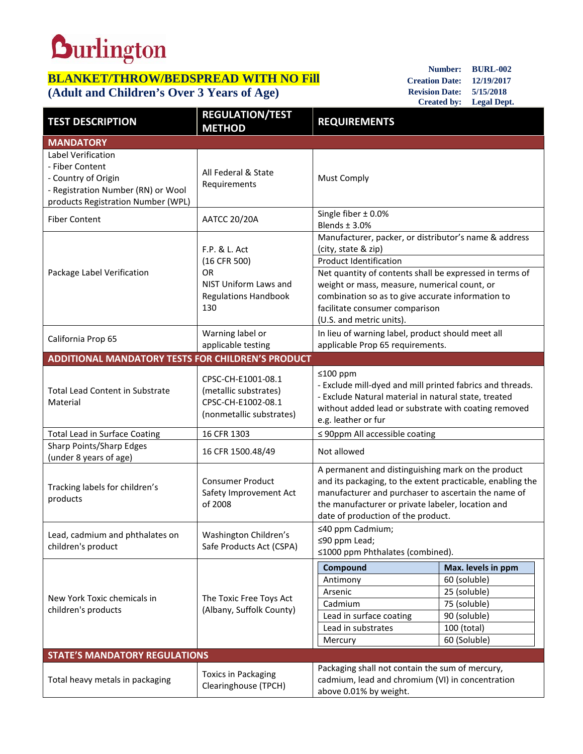# Burlington

## BLANKET/THROW/BEDSPREAD WITH NO Fill
## (Adult and Children's Over 3 Years of Age)

**Number:** BURL-002
**Creation Date:** 12/19/2017
**Revision Date:** 5/15/2018
**Created by:** Legal Dept.

| TEST DESCRIPTION | REGULATION/TEST METHOD | REQUIREMENTS |
|---|---|---|
| **MANDATORY** | | |
| Label Verification<br>- Fiber Content<br>- Country of Origin<br>- Registration Number (RN) or Wool products Registration Number (WPL) | All Federal & State Requirements | Must Comply |
| Fiber Content | AATCC 20/20A | Single fiber ± 0.0%<br>Blends ± 3.0% |
| Package Label Verification | F.P. & L. Act<br>(16 CFR 500)<br>OR<br>NIST Uniform Laws and Regulations Handbook 130 | Manufacturer, packer, or distributor's name & address (city, state & zip)<br>Product Identification<br>Net quantity of contents shall be expressed in terms of weight or mass, measure, numerical count, or combination so as to give accurate information to facilitate consumer comparison<br>(U.S. and metric units). |
| California Prop 65 | Warning label or applicable testing | In lieu of warning label, product should meet all applicable Prop 65 requirements. |
| **ADDITIONAL MANDATORY TESTS FOR CHILDREN'S PRODUCT** | | |
| Total Lead Content in Substrate Material | CPSC-CH-E1001-08.1 (metallic substrates)<br>CPSC-CH-E1002-08.1 (nonmetallic substrates) | ≤100 ppm<br>- Exclude mill-dyed and mill printed fabrics and threads.<br>- Exclude Natural material in natural state, treated without added lead or substrate with coating removed e.g. leather or fur |
| Total Lead in Surface Coating | 16 CFR 1303 | ≤ 90ppm All accessible coating |
| Sharp Points/Sharp Edges<br>(under 8 years of age) | 16 CFR 1500.48/49 | Not allowed |
| Tracking labels for children's products | Consumer Product Safety Improvement Act of 2008 | A permanent and distinguishing mark on the product and its packaging, to the extent practicable, enabling the manufacturer and purchaser to ascertain the name of the manufacturer or private labeler, location and date of production of the product. |
| Lead, cadmium and phthalates on children's product | Washington Children's Safe Products Act (CSPA) | ≤40 ppm Cadmium;<br>≤90 ppm Lead;<br>≤1000 ppm Phthalates (combined). |
| New York Toxic chemicals in children's products | The Toxic Free Toys Act (Albany, Suffolk County) | **Compound** — **Max. levels in ppm**<br>Antimony — 60 (soluble)<br>Arsenic — 25 (soluble)<br>Cadmium — 75 (soluble)<br>Lead in surface coating — 90 (soluble)<br>Lead in substrates — 100 (total)<br>Mercury — 60 (Soluble) |
| **STATE'S MANDATORY REGULATIONS** | | |
| Total heavy metals in packaging | Toxics in Packaging Clearinghouse (TPCH) | Packaging shall not contain the sum of mercury, cadmium, lead and chromium (VI) in concentration above 0.01% by weight. |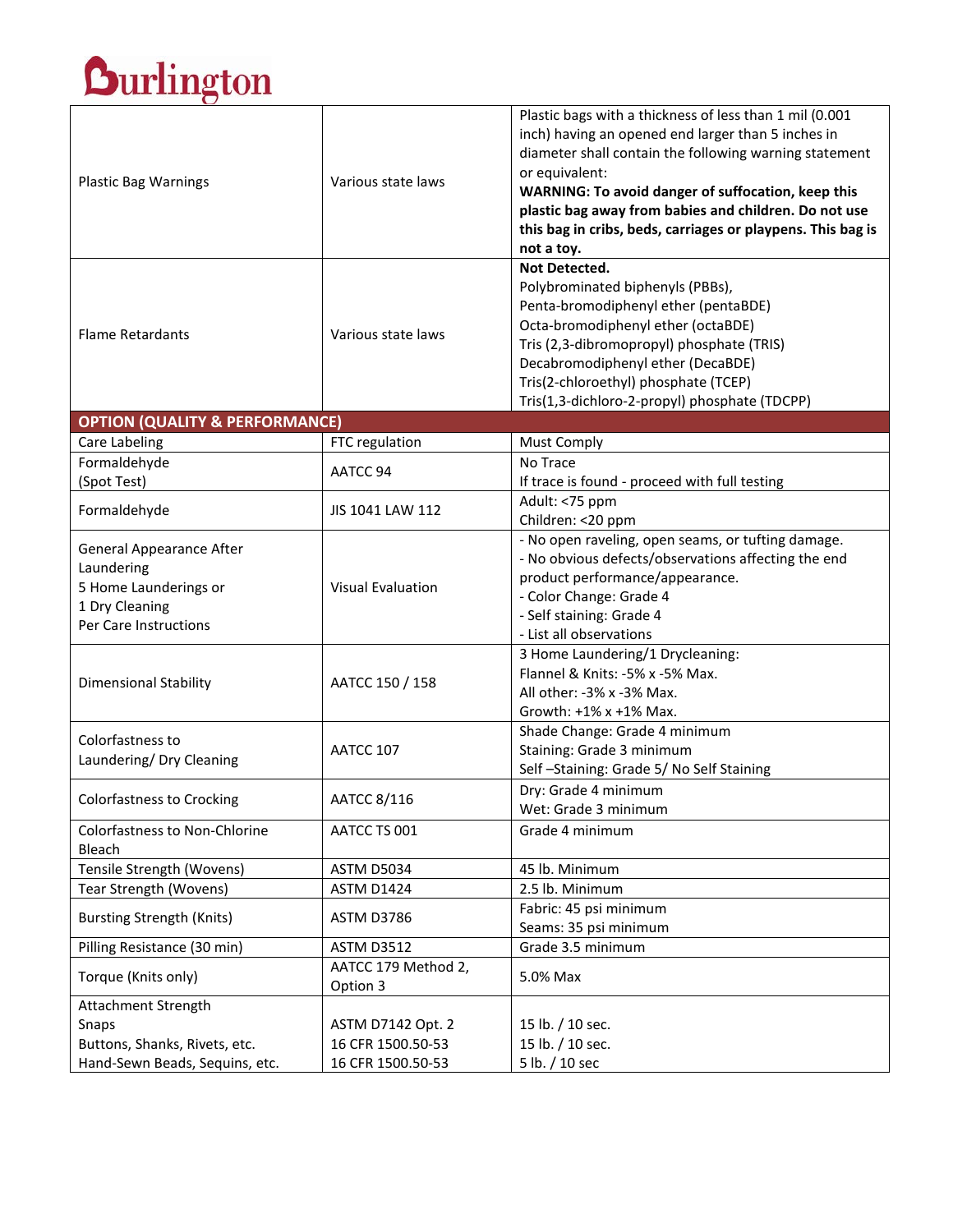| | | |
|---|---|---|
| Plastic Bag Warnings | Various state laws | Plastic bags with a thickness of less than 1 mil (0.001 inch) having an opened end larger than 5 inches in diameter shall contain the following warning statement or equivalent:<br>**WARNING: To avoid danger of suffocation, keep this plastic bag away from babies and children. Do not use this bag in cribs, beds, carriages or playpens. This bag is not a toy.** |
| Flame Retardants | Various state laws | **Not Detected.**<br>Polybrominated biphenyls (PBBs),<br>Penta-bromodiphenyl ether (pentaBDE)<br>Octa-bromodiphenyl ether (octaBDE)<br>Tris (2,3-dibromopropyl) phosphate (TRIS)<br>Decabromodiphenyl ether (DecaBDE)<br>Tris(2-chloroethyl) phosphate (TCEP)<br>Tris(1,3-dichloro-2-propyl) phosphate (TDCPP) |
| **OPTION (QUALITY & PERFORMANCE)** | | |
| Care Labeling | FTC regulation | Must Comply |
| Formaldehyde<br>(Spot Test) | AATCC 94 | No Trace<br>If trace is found - proceed with full testing |
| Formaldehyde | JIS 1041 LAW 112 | Adult: <75 ppm<br>Children: <20 ppm |
| General Appearance After Laundering<br>5 Home Launderings or<br>1 Dry Cleaning<br>Per Care Instructions | Visual Evaluation | - No open raveling, open seams, or tufting damage.<br>- No obvious defects/observations affecting the end product performance/appearance.<br>- Color Change: Grade 4<br>- Self staining: Grade 4<br>- List all observations |
| Dimensional Stability | AATCC 150 / 158 | 3 Home Laundering/1 Drycleaning:<br>Flannel & Knits: -5% x -5% Max.<br>All other: -3% x -3% Max.<br>Growth: +1% x +1% Max. |
| Colorfastness to Laundering/ Dry Cleaning | AATCC 107 | Shade Change: Grade 4 minimum<br>Staining: Grade 3 minimum<br>Self –Staining: Grade 5/ No Self Staining |
| Colorfastness to Crocking | AATCC 8/116 | Dry: Grade 4 minimum<br>Wet: Grade 3 minimum |
| Colorfastness to Non-Chlorine Bleach | AATCC TS 001 | Grade 4 minimum |
| Tensile Strength (Wovens) | ASTM D5034 | 45 lb. Minimum |
| Tear Strength (Wovens) | ASTM D1424 | 2.5 lb. Minimum |
| Bursting Strength (Knits) | ASTM D3786 | Fabric: 45 psi minimum<br>Seams: 35 psi minimum |
| Pilling Resistance (30 min) | ASTM D3512 | Grade 3.5 minimum |
| Torque (Knits only) | AATCC 179 Method 2, Option 3 | 5.0% Max |
| Attachment Strength<br>Snaps<br>Buttons, Shanks, Rivets, etc.<br>Hand-Sewn Beads, Sequins, etc. | <br>ASTM D7142 Opt. 2<br>16 CFR 1500.50-53<br>16 CFR 1500.50-53 | <br>15 lb. / 10 sec.<br>15 lb. / 10 sec.<br>5 lb. / 10 sec |